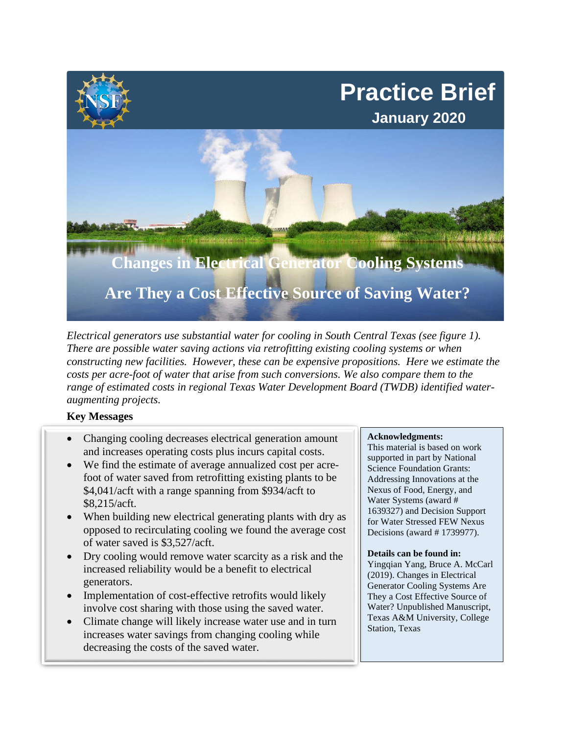# Practice Brief

**January 2020**

# Changes in Electrical Generator Cooling Systems Are They a Cost Effective Source of Saving Water?

*Electrical generators use substantial water for cooling in South Central Texas (see figure 1). There are possible water saving actions via retrofitting existing cooling systems or when constructing new facilities. However, these can be expensive propositions. Here we estimate the costs per acre-foot of water that arise from such conversions. We also compare them to the range of estimated costs in regional Texas Water Development Board (TWDB) identified water-augmenting projects.*

**Key Messages**

- Changing cooling decreases electrical generation amount and increases operating costs plus incurs capital costs.
- We find the estimate of average annualized cost per acre-foot of water saved from retrofitting existing plants to be $4,041/acft with a range spanning from $934/acft to $8,215/acft.
- When building new electrical generating plants with dry as opposed to recirculating cooling we found the average cost of water saved is $3,527/acft.
- Dry cooling would remove water scarcity as a risk and the increased reliability would be a benefit to electrical generators.
- Implementation of cost-effective retrofits would likely involve cost sharing with those using the saved water.
- Climate change will likely increase water use and in turn increases water savings from changing cooling while decreasing the costs of the saved water.

**Acknowledgments:**
This material is based on work supported in part by National Science Foundation Grants: Addressing Innovations at the Nexus of Food, Energy, and Water Systems (award # 1639327) and Decision Support for Water Stressed FEW Nexus Decisions (award # 1739977).

**Details can be found in:**
Yingqian Yang, Bruce A. McCarl (2019). Changes in Electrical Generator Cooling Systems Are They a Cost Effective Source of Water? Unpublished Manuscript, Texas A&M University, College Station, Texas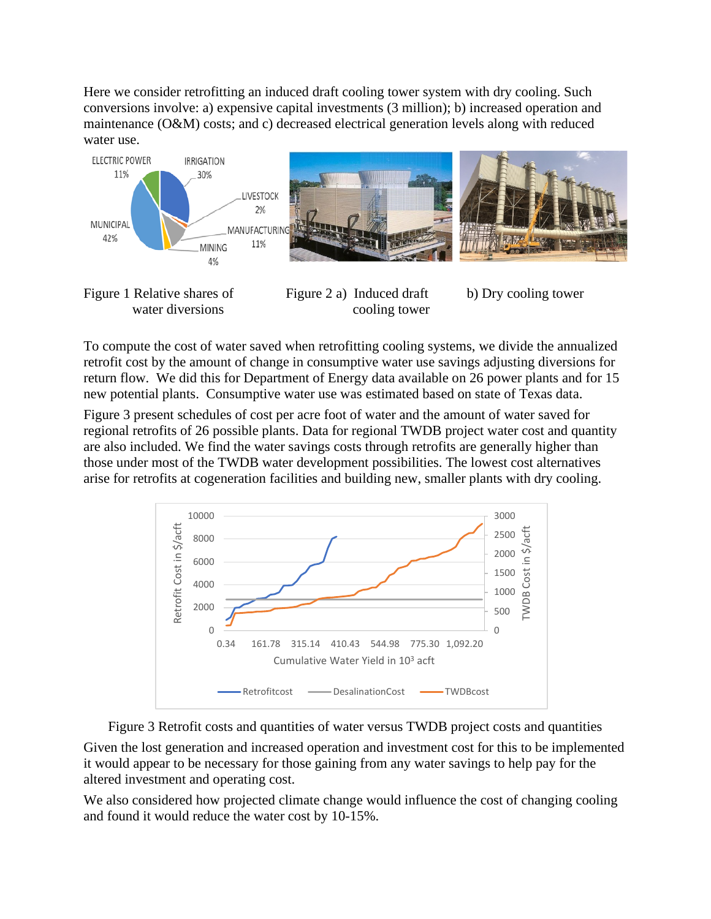Here we consider retrofitting an induced draft cooling tower system with dry cooling. Such conversions involve: a) expensive capital investments (3 million); b) increased operation and maintenance (O&M) costs; and c) decreased electrical generation levels along with reduced water use.

ELECTRIC POWER 11%
IRRIGATION 30%
LIVESTOCK 2%
MANUFACTURING 11%
MINING 4%
MUNICIPAL 42%

Figure 1 Relative shares of water diversions

Figure 2 a) Induced draft cooling tower

b) Dry cooling tower

To compute the cost of water saved when retrofitting cooling systems, we divide the annualized retrofit cost by the amount of change in consumptive water use savings adjusting diversions for return flow. We did this for Department of Energy data available on 26 power plants and for 15 new potential plants. Consumptive water use was estimated based on state of Texas data.

Figure 3 present schedules of cost per acre foot of water and the amount of water saved for regional retrofits of 26 possible plants. Data for regional TWDB project water cost and quantity are also included. We find the water savings costs through retrofits are generally higher than those under most of the TWDB water development possibilities. The lowest cost alternatives arise for retrofits at cogeneration facilities and building new, smaller plants with dry cooling.

Retrofit Cost in $/acft
10000
8000
6000
4000
2000
0

TWDB Cost in $/acft
3000
2500
2000
1500
1000
500
0

0.34
161.78
315.14
410.43
544.98
775.30
1,092.20

Cumulative Water Yield in $10^3$ acft

Retrofitcost
DesalinationCost
TWDBcost

Figure 3 Retrofit costs and quantities of water versus TWDB project costs and quantities

Given the lost generation and increased operation and investment cost for this to be implemented it would appear to be necessary for those gaining from any water savings to help pay for the altered investment and operating cost.

We also considered how projected climate change would influence the cost of changing cooling and found it would reduce the water cost by 10-15%.